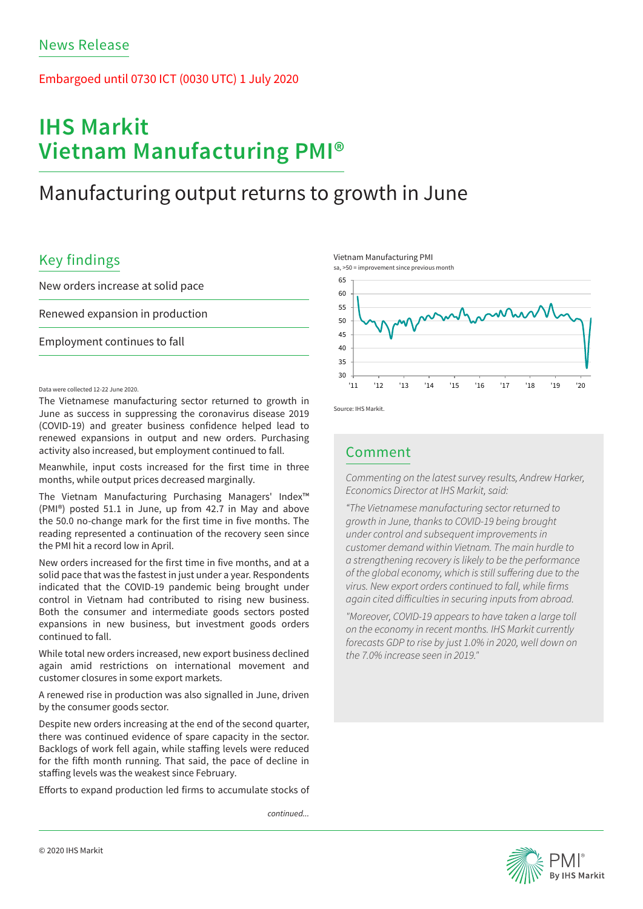News Release

Embargoed until 0730 ICT (0030 UTC) 1 July 2020

# IHS Markit Vietnam Manufacturing PMI®

## Manufacturing output returns to growth in June

### Key findings

New orders increase at solid pace

Renewed expansion in production

Employment continues to fall

Data were collected 12-22 June 2020.

The Vietnamese manufacturing sector returned to growth in June as success in suppressing the coronavirus disease 2019 (COVID-19) and greater business confidence helped lead to renewed expansions in output and new orders. Purchasing activity also increased, but employment continued to fall.

Meanwhile, input costs increased for the first time in three months, while output prices decreased marginally.

The Vietnam Manufacturing Purchasing Managers' Index™ (PMI®) posted 51.1 in June, up from 42.7 in May and above the 50.0 no-change mark for the first time in five months. The reading represented a continuation of the recovery seen since the PMI hit a record low in April.

New orders increased for the first time in five months, and at a solid pace that was the fastest in just under a year. Respondents indicated that the COVID-19 pandemic being brought under control in Vietnam had contributed to rising new business. Both the consumer and intermediate goods sectors posted expansions in new business, but investment goods orders continued to fall.

While total new orders increased, new export business declined again amid restrictions on international movement and customer closures in some export markets.

A renewed rise in production was also signalled in June, driven by the consumer goods sector.

Despite new orders increasing at the end of the second quarter, there was continued evidence of spare capacity in the sector. Backlogs of work fell again, while staffing levels were reduced for the fifth month running. That said, the pace of decline in staffing levels was the weakest since February.

Efforts to expand production led firms to accumulate stocks of

*continued...*

Vietnam Manufacturing PMI

sa, >50 = improvement since previous month

Source: IHS Markit.

### Comment

*Commenting on the latest survey results, Andrew Harker, Economics Director at IHS Markit, said:*

*"The Vietnamese manufacturing sector returned to growth in June, thanks to COVID-19 being brought under control and subsequent improvements in customer demand within Vietnam. The main hurdle to a strengthening recovery is likely to be the performance of the global economy, which is still suffering due to the virus. New export orders continued to fall, while firms again cited difficulties in securing inputs from abroad.*

*"Moreover, COVID-19 appears to have taken a large toll on the economy in recent months. IHS Markit currently forecasts GDP to rise by just 1.0% in 2020, well down on the 7.0% increase seen in 2019."*

© 2020 IHS Markit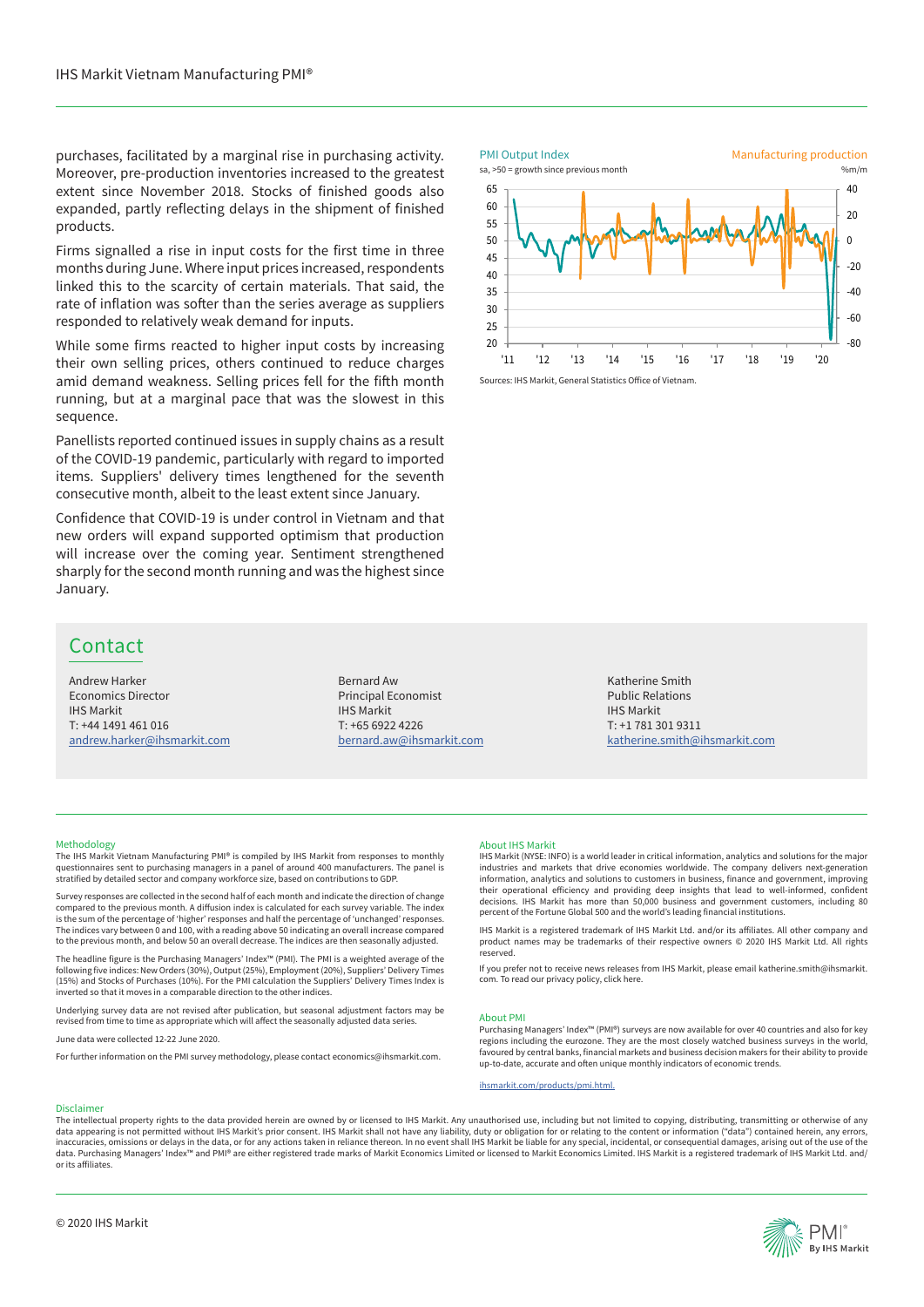purchases, facilitated by a marginal rise in purchasing activity. Moreover, pre-production inventories increased to the greatest extent since November 2018. Stocks of finished goods also expanded, partly reflecting delays in the shipment of finished products.

Firms signalled a rise in input costs for the first time in three months during June. Where input prices increased, respondents linked this to the scarcity of certain materials. That said, the rate of inflation was softer than the series average as suppliers responded to relatively weak demand for inputs.

While some firms reacted to higher input costs by increasing their own selling prices, others continued to reduce charges amid demand weakness. Selling prices fell for the fifth month running, but at a marginal pace that was the slowest in this sequence.

Panellists reported continued issues in supply chains as a result of the COVID-19 pandemic, particularly with regard to imported items. Suppliers' delivery times lengthened for the seventh consecutive month, albeit to the least extent since January.

Confidence that COVID-19 is under control in Vietnam and that new orders will expand supported optimism that production will increase over the coming year. Sentiment strengthened sharply for the second month running and was the highest since January.

PMI Output Index
sa, >50 = growth since previous month
Manufacturing production
%m/m
65 60 55 50 45 40 35 30 25 20
40 20 0 -20 -40 -60 -80
'11 '12 '13 '14 '15 '16 '17 '18 '19 '20

Sources: IHS Markit, General Statistics Office of Vietnam.

## Contact

Andrew Harker
Economics Director
IHS Markit
T: +44 1491 461 016
andrew.harker@ihsmarkit.com

Bernard Aw
Principal Economist
IHS Markit
T: +65 6922 4226
bernard.aw@ihsmarkit.com

Katherine Smith
Public Relations
IHS Markit
T: +1 781 301 9311
katherine.smith@ihsmarkit.com

### Methodology

The IHS Markit Vietnam Manufacturing PMI® is compiled by IHS Markit from responses to monthly questionnaires sent to purchasing managers in a panel of around 400 manufacturers. The panel is stratified by detailed sector and company workforce size, based on contributions to GDP.

Survey responses are collected in the second half of each month and indicate the direction of change compared to the previous month. A diffusion index is calculated for each survey variable. The index is the sum of the percentage of 'higher' responses and half the percentage of 'unchanged' responses. The indices vary between 0 and 100, with a reading above 50 indicating an overall increase compared to the previous month, and below 50 an overall decrease. The indices are then seasonally adjusted.

The headline figure is the Purchasing Managers' Index™ (PMI). The PMI is a weighted average of the following five indices: New Orders (30%), Output (25%), Employment (20%), Suppliers' Delivery Times (15%) and Stocks of Purchases (10%). For the PMI calculation the Suppliers' Delivery Times Index is inverted so that it moves in a comparable direction to the other indices.

Underlying survey data are not revised after publication, but seasonal adjustment factors may be revised from time to time as appropriate which will affect the seasonally adjusted data series.

June data were collected 12-22 June 2020.

For further information on the PMI survey methodology, please contact economics@ihsmarkit.com.

### About IHS Markit

IHS Markit (NYSE: INFO) is a world leader in critical information, analytics and solutions for the major industries and markets that drive economies worldwide. The company delivers next-generation information, analytics and solutions to customers in business, finance and government, improving their operational efficiency and providing deep insights that lead to well-informed, confident decisions. IHS Markit has more than 50,000 business and government customers, including 80 percent of the Fortune Global 500 and the world's leading financial institutions.

IHS Markit is a registered trademark of IHS Markit Ltd. and/or its affiliates. All other company and product names may be trademarks of their respective owners © 2020 IHS Markit Ltd. All rights reserved.

If you prefer not to receive news releases from IHS Markit, please email katherine.smith@ihsmarkit.com. To read our privacy policy, click here.

### About PMI

Purchasing Managers' Index™ (PMI®) surveys are now available for over 40 countries and also for key regions including the eurozone. They are the most closely watched business surveys in the world, favoured by central banks, financial markets and business decision makers for their ability to provide up-to-date, accurate and often unique monthly indicators of economic trends.

ihsmarkit.com/products/pmi.html.

### Disclaimer

The intellectual property rights to the data provided herein are owned by or licensed to IHS Markit. Any unauthorised use, including but not limited to copying, distributing, transmitting or otherwise of any data appearing is not permitted without IHS Markit's prior consent. IHS Markit shall not have any liability, duty or obligation for or relating to the content or information ("data") contained herein, any errors, inaccuracies, omissions or delays in the data, or for any actions taken in reliance thereon. In no event shall IHS Markit be liable for any special, incidental, or consequential damages, arising out of the use of the data. Purchasing Managers' Index™ and PMI® are either registered trade marks of Markit Economics Limited or licensed to Markit Economics Limited. IHS Markit is a registered trademark of IHS Markit Ltd. and/or its affiliates.

© 2020 IHS Markit